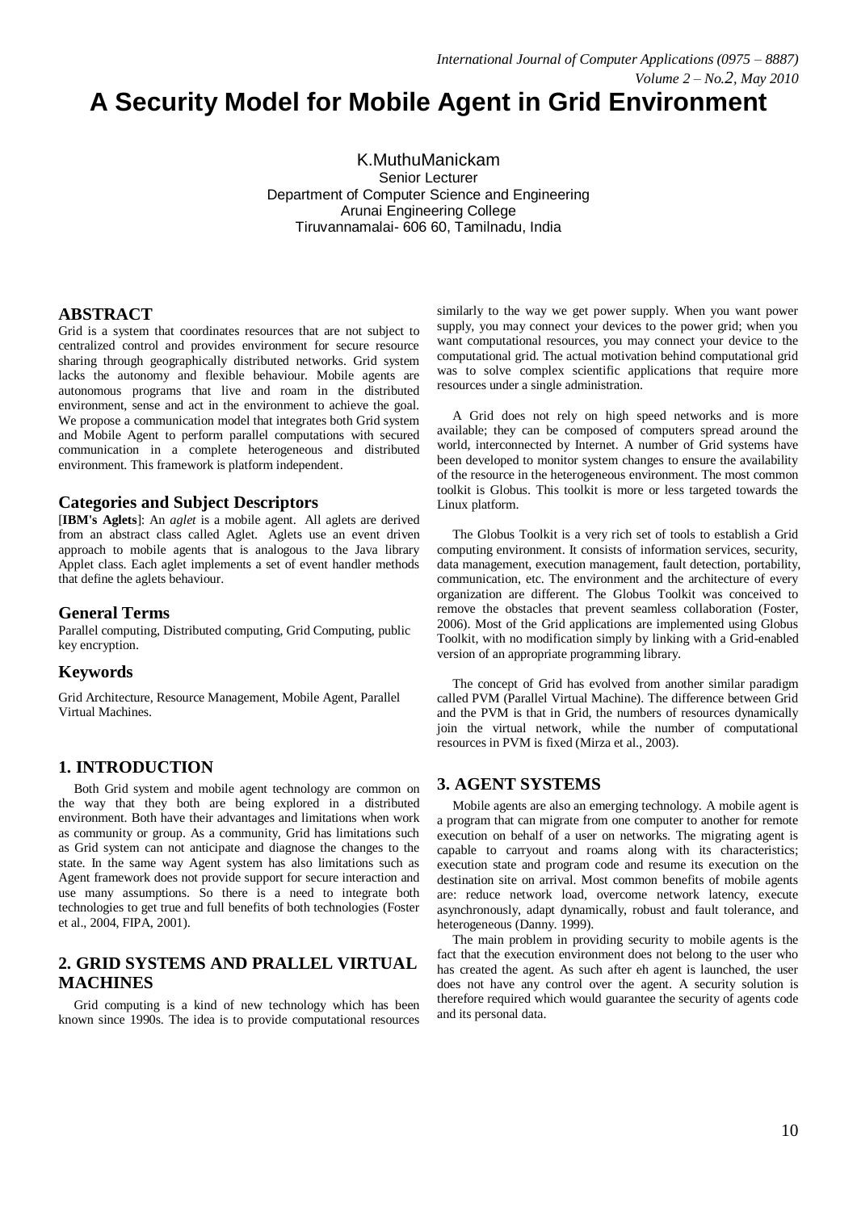# A Security Model for Mobile Agent in Grid Environment

K.MuthuManickam
Senior Lecturer
Department of Computer Science and Engineering
Arunai Engineering College
Tiruvannamalai- 606 60, Tamilnadu, India

## ABSTRACT

Grid is a system that coordinates resources that are not subject to centralized control and provides environment for secure resource sharing through geographically distributed networks. Grid system lacks the autonomy and flexible behaviour. Mobile agents are autonomous programs that live and roam in the distributed environment, sense and act in the environment to achieve the goal. We propose a communication model that integrates both Grid system and Mobile Agent to perform parallel computations with secured communication in a complete heterogeneous and distributed environment. This framework is platform independent.

### Categories and Subject Descriptors

[**IBM's Aglets**]: An *aglet* is a mobile agent. All aglets are derived from an abstract class called Aglet. Aglets use an event driven approach to mobile agents that is analogous to the Java library Applet class. Each aglet implements a set of event handler methods that define the aglets behaviour.

### General Terms

Parallel computing, Distributed computing, Grid Computing, public key encryption.

### Keywords

Grid Architecture, Resource Management, Mobile Agent, Parallel Virtual Machines.

## 1. INTRODUCTION

Both Grid system and mobile agent technology are common on the way that they both are being explored in a distributed environment. Both have their advantages and limitations when work as community or group. As a community, Grid has limitations such as Grid system can not anticipate and diagnose the changes to the state. In the same way Agent system has also limitations such as Agent framework does not provide support for secure interaction and use many assumptions. So there is a need to integrate both technologies to get true and full benefits of both technologies (Foster et al., 2004, FIPA, 2001).

## 2. GRID SYSTEMS AND PRALLEL VIRTUAL MACHINES

Grid computing is a kind of new technology which has been known since 1990s. The idea is to provide computational resources similarly to the way we get power supply. When you want power supply, you may connect your devices to the power grid; when you want computational resources, you may connect your device to the computational grid. The actual motivation behind computational grid was to solve complex scientific applications that require more resources under a single administration.

A Grid does not rely on high speed networks and is more available; they can be composed of computers spread around the world, interconnected by Internet. A number of Grid systems have been developed to monitor system changes to ensure the availability of the resource in the heterogeneous environment. The most common toolkit is Globus. This toolkit is more or less targeted towards the Linux platform.

The Globus Toolkit is a very rich set of tools to establish a Grid computing environment. It consists of information services, security, data management, execution management, fault detection, portability, communication, etc. The environment and the architecture of every organization are different. The Globus Toolkit was conceived to remove the obstacles that prevent seamless collaboration (Foster, 2006). Most of the Grid applications are implemented using Globus Toolkit, with no modification simply by linking with a Grid-enabled version of an appropriate programming library.

The concept of Grid has evolved from another similar paradigm called PVM (Parallel Virtual Machine). The difference between Grid and the PVM is that in Grid, the numbers of resources dynamically join the virtual network, while the number of computational resources in PVM is fixed (Mirza et al., 2003).

## 3. AGENT SYSTEMS

Mobile agents are also an emerging technology. A mobile agent is a program that can migrate from one computer to another for remote execution on behalf of a user on networks. The migrating agent is capable to carryout and roams along with its characteristics; execution state and program code and resume its execution on the destination site on arrival. Most common benefits of mobile agents are: reduce network load, overcome network latency, execute asynchronously, adapt dynamically, robust and fault tolerance, and heterogeneous (Danny. 1999).

The main problem in providing security to mobile agents is the fact that the execution environment does not belong to the user who has created the agent. As such after eh agent is launched, the user does not have any control over the agent. A security solution is therefore required which would guarantee the security of agents code and its personal data.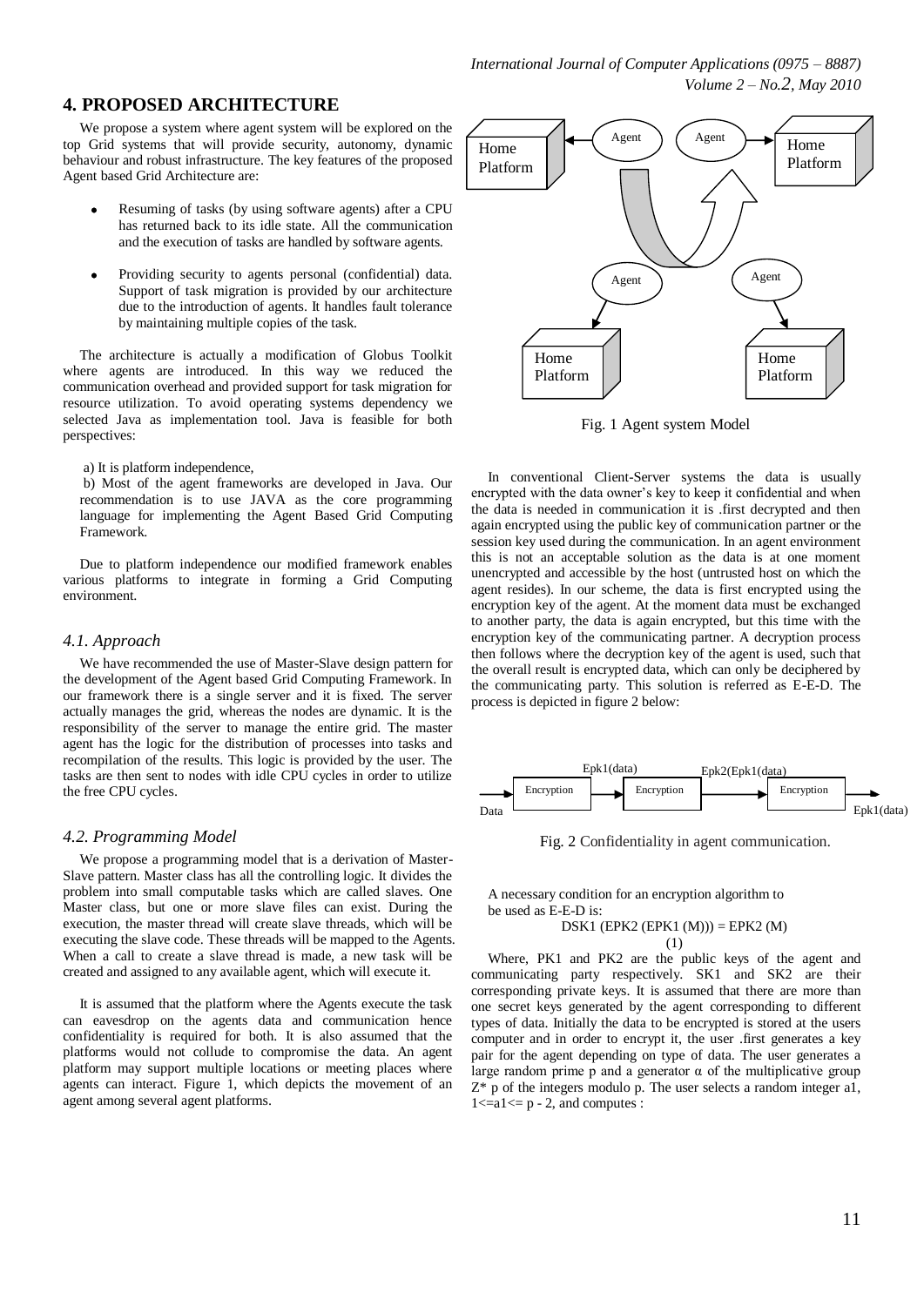## 4. PROPOSED ARCHITECTURE

We propose a system where agent system will be explored on the top Grid systems that will provide security, autonomy, dynamic behaviour and robust infrastructure. The key features of the proposed Agent based Grid Architecture are:

- Resuming of tasks (by using software agents) after a CPU has returned back to its idle state. All the communication and the execution of tasks are handled by software agents.
- Providing security to agents personal (confidential) data. Support of task migration is provided by our architecture due to the introduction of agents. It handles fault tolerance by maintaining multiple copies of the task.

The architecture is actually a modification of Globus Toolkit where agents are introduced. In this way we reduced the communication overhead and provided support for task migration for resource utilization. To avoid operating systems dependency we selected Java as implementation tool. Java is feasible for both perspectives:

a) It is platform independence,

b) Most of the agent frameworks are developed in Java. Our recommendation is to use JAVA as the core programming language for implementing the Agent Based Grid Computing Framework.

Due to platform independence our modified framework enables various platforms to integrate in forming a Grid Computing environment.

### *4.1. Approach*

We have recommended the use of Master-Slave design pattern for the development of the Agent based Grid Computing Framework. In our framework there is a single server and it is fixed. The server actually manages the grid, whereas the nodes are dynamic. It is the responsibility of the server to manage the entire grid. The master agent has the logic for the distribution of processes into tasks and recompilation of the results. This logic is provided by the user. The tasks are then sent to nodes with idle CPU cycles in order to utilize the free CPU cycles.

### *4.2. Programming Model*

We propose a programming model that is a derivation of Master-Slave pattern. Master class has all the controlling logic. It divides the problem into small computable tasks which are called slaves. One Master class, but one or more slave files can exist. During the execution, the master thread will create slave threads, which will be executing the slave code. These threads will be mapped to the Agents. When a call to create a slave thread is made, a new task will be created and assigned to any available agent, which will execute it.

It is assumed that the platform where the Agents execute the task can eavesdrop on the agents data and communication hence confidentiality is required for both. It is also assumed that the platforms would not collude to compromise the data. An agent platform may support multiple locations or meeting places where agents can interact. Figure 1, which depicts the movement of an agent among several agent platforms.

Fig. 1 Agent system Model

In conventional Client-Server systems the data is usually encrypted with the data owner's key to keep it confidential and when the data is needed in communication it is .first decrypted and then again encrypted using the public key of communication partner or the session key used during the communication. In an agent environment this is not an acceptable solution as the data is at one moment unencrypted and accessible by the host (untrusted host on which the agent resides). In our scheme, the data is first encrypted using the encryption key of the agent. At the moment data must be exchanged to another party, the data is again encrypted, but this time with the encryption key of the communicating partner. A decryption process then follows where the decryption key of the agent is used, such that the overall result is encrypted data, which can only be deciphered by the communicating party. This solution is referred as E-E-D. The process is depicted in figure 2 below:

Fig. 2 Confidentiality in agent communication.

A necessary condition for an encryption algorithm to be used as E-E-D is:

$$DSK1\ (EPK2\ (EPK1\ (M))) = EPK2\ (M) \tag{1}$$

Where, PK1 and PK2 are the public keys of the agent and communicating party respectively. SK1 and SK2 are their corresponding private keys. It is assumed that there are more than one secret keys generated by the agent corresponding to different types of data. Initially the data to be encrypted is stored at the users computer and in order to encrypt it, the user .first generates a key pair for the agent depending on type of data. The user generates a large random prime p and a generator $\alpha$ of the multiplicative group $Z^*$ p of the integers modulo p. The user selects a random integer a1, $1 <= a1 <= p - 2$, and computes :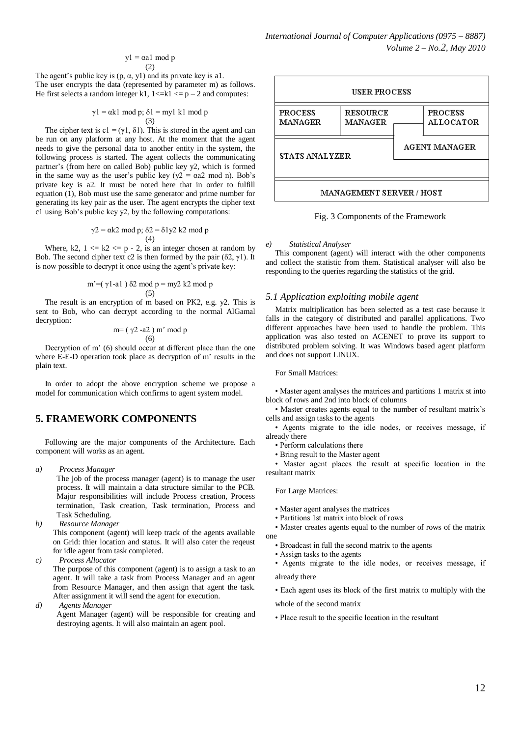$$y1 = \alpha a1 \bmod p \quad (2)$$

The agent's public key is (p, α, y1) and its private key is a1.
The user encrypts the data (represented by parameter m) as follows. He first selects a random integer k1, $1 <= k1 <= p - 2$ and computes:

$$\gamma1 = \alpha k1 \bmod p; \ \delta1 = my1\ k1 \bmod p \quad (3)$$

The cipher text is $c1 = (\gamma1, \delta1)$. This is stored in the agent and can be run on any platform at any host. At the moment that the agent needs to give the personal data to another entity in the system, the following process is started. The agent collects the communicating partner's (from here on called Bob) public key y2, which is formed in the same way as the user's public key ($y2 = \alpha a2 \bmod n$). Bob's private key is a2. It must be noted here that in order to fulfill equation (1), Bob must use the same generator and prime number for generating its key pair as the user. The agent encrypts the cipher text c1 using Bob's public key y2, by the following computations:

$$\gamma2 = \alpha k2 \bmod p; \ \delta2 = \delta1 y2\ k2 \bmod p \quad (4)$$

Where, k2, $1 <= k2 <= p - 2$, is an integer chosen at random by Bob. The second cipher text c2 is then formed by the pair (δ2, γ1). It is now possible to decrypt it once using the agent's private key:

$$m' = (\gamma1\text{-}a1)\ \delta2 \bmod p = my2\ k2 \bmod p \quad (5)$$

The result is an encryption of m based on PK2, e.g. y2. This is sent to Bob, who can decrypt according to the normal AlGamal decryption:

$$m = (\gamma2\ \text{-}a2)\ m' \bmod p \quad (6)$$

Decryption of m' (6) should occur at different place than the one where E-E-D operation took place as decryption of m' results in the plain text.

In order to adopt the above encryption scheme we propose a model for communication which confirms to agent system model.

## 5. FRAMEWORK COMPONENTS

Following are the major components of the Architecture. Each component will works as an agent.

*a) Process Manager*

The job of the process manager (agent) is to manage the user process. It will maintain a data structure similar to the PCB. Major responsibilities will include Process creation, Process termination, Task creation, Task termination, Process and Task Scheduling.

*b) Resource Manager*

This component (agent) will keep track of the agents available on Grid: thier location and status. It will also cater the reqeust for idle agent from task completed.

*c) Process Allocator*

The purpose of this component (agent) is to assign a task to an agent. It will take a task from Process Manager and an agent from Resource Manager, and then assign that agent the task. After assignment it will send the agent for execution.

*d) Agents Manager*

Agent Manager (agent) will be responsible for creating and destroying agents. It will also maintain an agent pool.

| USER PROCESS | | |
|---|---|---|
| PROCESS MANAGER | RESOURCE MANAGER | PROCESS ALLOCATOR |
| STATS ANALYZER | | AGENT MANAGER |
| MANAGEMENT SERVER / HOST | | |

Fig. 3 Components of the Framework

*e) Statistical Analyser*

This component (agent) will interact with the other components and collect the statistic from them. Statistical analyser will also be responding to the queries regarding the statistics of the grid.

### *5.1 Application exploiting mobile agent*

Matrix multiplication has been selected as a test case because it falls in the category of distributed and parallel applications. Two different approaches have been used to handle the problem. This application was also tested on ACENET to prove its support to distributed problem solving. It was Windows based agent platform and does not support LINUX.

For Small Matrices:

- Master agent analyses the matrices and partitions 1 matrix st into block of rows and 2nd into block of columns
- Master creates agents equal to the number of resultant matrix's cells and assign tasks to the agents
- Agents migrate to the idle nodes, or receives message, if already there
- Perform calculations there
- Bring result to the Master agent
- Master agent places the result at specific location in the resultant matrix

For Large Matrices:

- Master agent analyses the matrices
- Partitions 1st matrix into block of rows
- Master creates agents equal to the number of rows of the matrix one
- Broadcast in full the second matrix to the agents
- Assign tasks to the agents
- Agents migrate to the idle nodes, or receives message, if already there
- Each agent uses its block of the first matrix to multiply with the whole of the second matrix
- Place result to the specific location in the resultant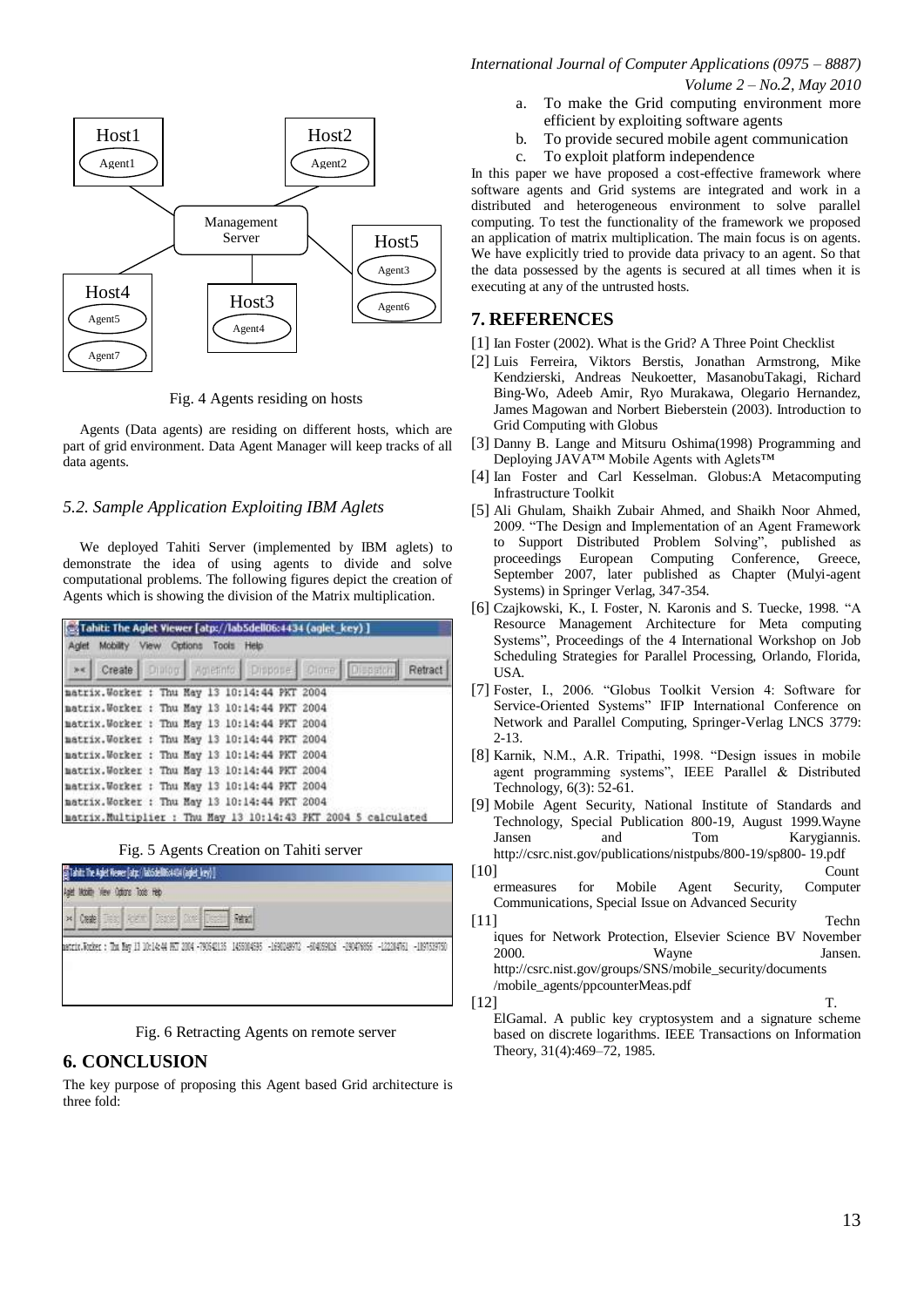Host1
Agent1
Host2
Agent2
Management Server
Host5
Agent3
Agent6
Host4
Agent5
Agent7
Host3
Agent4

Fig. 4 Agents residing on hosts

Agents (Data agents) are residing on different hosts, which are part of grid environment. Data Agent Manager will keep tracks of all data agents.

### *5.2. Sample Application Exploiting IBM Aglets*

We deployed Tahiti Server (implemented by IBM aglets) to demonstrate the idea of using agents to divide and solve computational problems. The following figures depict the creation of Agents which is showing the division of the Matrix multiplication.

```
Tahiti: The Aglet Viewer [atp://lab5dell06:4434 (aglet_key) ]
Aglet  Mobility  View  Options  Tools  Help
>< Create  Dialog  AgletInfo  Dispose  Clone  Dispatch  Retract
matrix.Worker : Thu May 13 10:14:44 PKT 2004
matrix.Worker : Thu May 13 10:14:44 PKT 2004
matrix.Worker : Thu May 13 10:14:44 PKT 2004
matrix.Worker : Thu May 13 10:14:44 PKT 2004
matrix.Worker : Thu May 13 10:14:44 PKT 2004
matrix.Worker : Thu May 13 10:14:44 PKT 2004
matrix.Worker : Thu May 13 10:14:44 PKT 2004
matrix.Worker : Thu May 13 10:14:44 PKT 2004
matrix.Multiplier : Thu May 13 10:14:43 PKT 2004 5 calculated
```

Fig. 5 Agents Creation on Tahiti server

Fig. 6 Retracting Agents on remote server

## 6. CONCLUSION

The key purpose of proposing this Agent based Grid architecture is three fold:

a. To make the Grid computing environment more efficient by exploiting software agents
b. To provide secured mobile agent communication
c. To exploit platform independence

In this paper we have proposed a cost-effective framework where software agents and Grid systems are integrated and work in a distributed and heterogeneous environment to solve parallel computing. To test the functionality of the framework we proposed an application of matrix multiplication. The main focus is on agents. We have explicitly tried to provide data privacy to an agent. So that the data possessed by the agents is secured at all times when it is executing at any of the untrusted hosts.

## 7. REFERENCES

[1] Ian Foster (2002). What is the Grid? A Three Point Checklist

[2] Luis Ferreira, Viktors Berstis, Jonathan Armstrong, Mike Kendzierski, Andreas Neukoetter, MasanobuTakagi, Richard Bing-Wo, Adeeb Amir, Ryo Murakawa, Olegario Hernandez, James Magowan and Norbert Bieberstein (2003). Introduction to Grid Computing with Globus

[3] Danny B. Lange and Mitsuru Oshima(1998) Programming and Deploying JAVA™ Mobile Agents with Aglets™

[4] Ian Foster and Carl Kesselman. Globus:A Metacomputing Infrastructure Toolkit

[5] Ali Ghulam, Shaikh Zubair Ahmed, and Shaikh Noor Ahmed, 2009. "The Design and Implementation of an Agent Framework to Support Distributed Problem Solving", published as proceedings European Computing Conference, Greece, September 2007, later published as Chapter (Mulyi-agent Systems) in Springer Verlag, 347-354.

[6] Czajkowski, K., I. Foster, N. Karonis and S. Tuecke, 1998. "A Resource Management Architecture for Meta computing Systems", Proceedings of the 4 International Workshop on Job Scheduling Strategies for Parallel Processing, Orlando, Florida, USA.

[7] Foster, I., 2006. "Globus Toolkit Version 4: Software for Service-Oriented Systems" IFIP International Conference on Network and Parallel Computing, Springer-Verlag LNCS 3779: 2-13.

[8] Karnik, N.M., A.R. Tripathi, 1998. "Design issues in mobile agent programming systems", IEEE Parallel & Distributed Technology, 6(3): 52-61.

[9] Mobile Agent Security, National Institute of Standards and Technology, Special Publication 800-19, August 1999.Wayne Jansen and Tom Karygiannis. http://csrc.nist.gov/publications/nistpubs/800-19/sp800- 19.pdf

[10] Countermeasures for Mobile Agent Security, Computer Communications, Special Issue on Advanced Security

[11] Techniques for Network Protection, Elsevier Science BV November 2000. Wayne Jansen. http://csrc.nist.gov/groups/SNS/mobile_security/documents /mobile_agents/ppcounterMeas.pdf

[12] T. ElGamal. A public key cryptosystem and a signature scheme based on discrete logarithms. IEEE Transactions on Information Theory, 31(4):469–72, 1985.